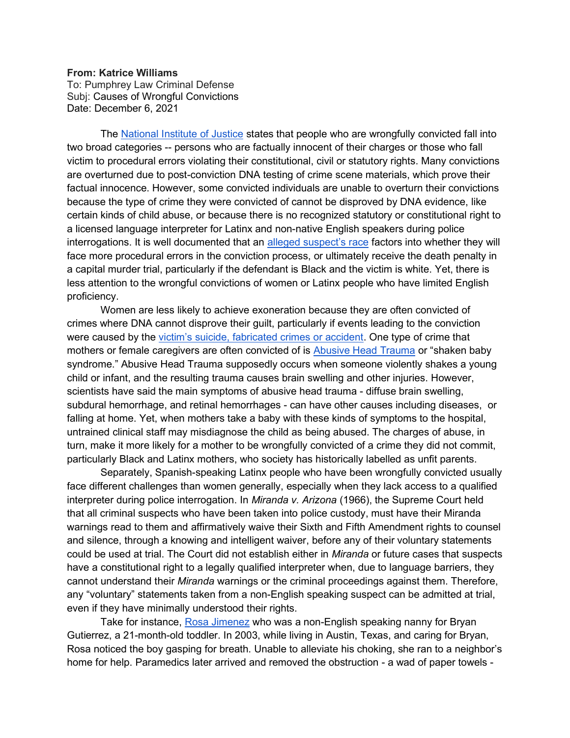**From: Katrice Williams**
To: Pumphrey Law Criminal Defense
Subj: Causes of Wrongful Convictions
Date: December 6, 2021

The National Institute of Justice states that people who are wrongfully convicted fall into two broad categories -- persons who are factually innocent of their charges or those who fall victim to procedural errors violating their constitutional, civil or statutory rights. Many convictions are overturned due to post-conviction DNA testing of crime scene materials, which prove their factual innocence. However, some convicted individuals are unable to overturn their convictions because the type of crime they were convicted of cannot be disproved by DNA evidence, like certain kinds of child abuse, or because there is no recognized statutory or constitutional right to a licensed language interpreter for Latinx and non-native English speakers during police interrogations. It is well documented that an alleged suspect's race factors into whether they will face more procedural errors in the conviction process, or ultimately receive the death penalty in a capital murder trial, particularly if the defendant is Black and the victim is white. Yet, there is less attention to the wrongful convictions of women or Latinx people who have limited English proficiency.

Women are less likely to achieve exoneration because they are often convicted of crimes where DNA cannot disprove their guilt, particularly if events leading to the conviction were caused by the victim's suicide, fabricated crimes or accident. One type of crime that mothers or female caregivers are often convicted of is Abusive Head Trauma or "shaken baby syndrome." Abusive Head Trauma supposedly occurs when someone violently shakes a young child or infant, and the resulting trauma causes brain swelling and other injuries. However, scientists have said the main symptoms of abusive head trauma - diffuse brain swelling, subdural hemorrhage, and retinal hemorrhages - can have other causes including diseases, or falling at home. Yet, when mothers take a baby with these kinds of symptoms to the hospital, untrained clinical staff may misdiagnose the child as being abused. The charges of abuse, in turn, make it more likely for a mother to be wrongfully convicted of a crime they did not commit, particularly Black and Latinx mothers, who society has historically labelled as unfit parents.

Separately, Spanish-speaking Latinx people who have been wrongfully convicted usually face different challenges than women generally, especially when they lack access to a qualified interpreter during police interrogation. In *Miranda v. Arizona* (1966), the Supreme Court held that all criminal suspects who have been taken into police custody, must have their Miranda warnings read to them and affirmatively waive their Sixth and Fifth Amendment rights to counsel and silence, through a knowing and intelligent waiver, before any of their voluntary statements could be used at trial. The Court did not establish either in *Miranda* or future cases that suspects have a constitutional right to a legally qualified interpreter when, due to language barriers, they cannot understand their *Miranda* warnings or the criminal proceedings against them. Therefore, any "voluntary" statements taken from a non-English speaking suspect can be admitted at trial, even if they have minimally understood their rights.

Take for instance, Rosa Jimenez who was a non-English speaking nanny for Bryan Gutierrez, a 21-month-old toddler. In 2003, while living in Austin, Texas, and caring for Bryan, Rosa noticed the boy gasping for breath. Unable to alleviate his choking, she ran to a neighbor's home for help. Paramedics later arrived and removed the obstruction - a wad of paper towels -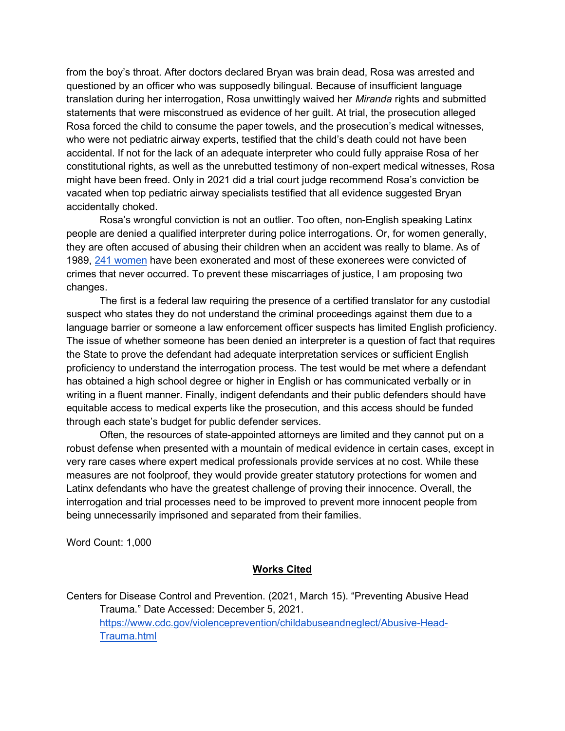from the boy's throat. After doctors declared Bryan was brain dead, Rosa was arrested and questioned by an officer who was supposedly bilingual. Because of insufficient language translation during her interrogation, Rosa unwittingly waived her *Miranda* rights and submitted statements that were misconstrued as evidence of her guilt. At trial, the prosecution alleged Rosa forced the child to consume the paper towels, and the prosecution's medical witnesses, who were not pediatric airway experts, testified that the child's death could not have been accidental. If not for the lack of an adequate interpreter who could fully appraise Rosa of her constitutional rights, as well as the unrebutted testimony of non-expert medical witnesses, Rosa might have been freed. Only in 2021 did a trial court judge recommend Rosa's conviction be vacated when top pediatric airway specialists testified that all evidence suggested Bryan accidentally choked.

Rosa's wrongful conviction is not an outlier. Too often, non-English speaking Latinx people are denied a qualified interpreter during police interrogations. Or, for women generally, they are often accused of abusing their children when an accident was really to blame. As of 1989, [241 women] have been exonerated and most of these exonerees were convicted of crimes that never occurred. To prevent these miscarriages of justice, I am proposing two changes.

The first is a federal law requiring the presence of a certified translator for any custodial suspect who states they do not understand the criminal proceedings against them due to a language barrier or someone a law enforcement officer suspects has limited English proficiency. The issue of whether someone has been denied an interpreter is a question of fact that requires the State to prove the defendant had adequate interpretation services or sufficient English proficiency to understand the interrogation process. The test would be met where a defendant has obtained a high school degree or higher in English or has communicated verbally or in writing in a fluent manner. Finally, indigent defendants and their public defenders should have equitable access to medical experts like the prosecution, and this access should be funded through each state's budget for public defender services.

Often, the resources of state-appointed attorneys are limited and they cannot put on a robust defense when presented with a mountain of medical evidence in certain cases, except in very rare cases where expert medical professionals provide services at no cost. While these measures are not foolproof, they would provide greater statutory protections for women and Latinx defendants who have the greatest challenge of proving their innocence. Overall, the interrogation and trial processes need to be improved to prevent more innocent people from being unnecessarily imprisoned and separated from their families.

Word Count: 1,000

## Works Cited

Centers for Disease Control and Prevention. (2021, March 15). "Preventing Abusive Head Trauma." Date Accessed: December 5, 2021. https://www.cdc.gov/violenceprevention/childabuseandneglect/Abusive-Head-Trauma.html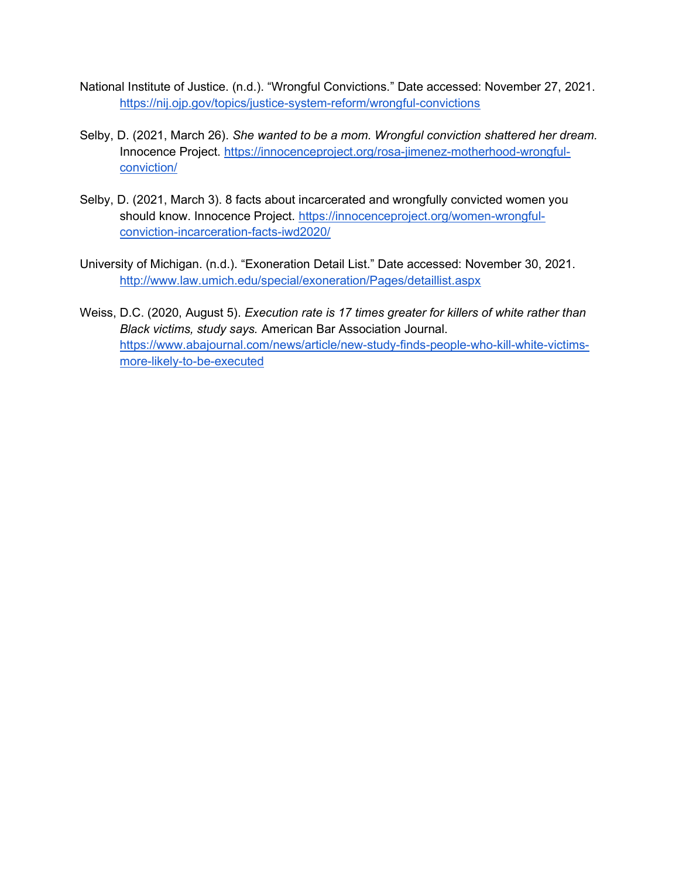National Institute of Justice. (n.d.). “Wrongful Convictions.” Date accessed: November 27, 2021. https://nij.ojp.gov/topics/justice-system-reform/wrongful-convictions

Selby, D. (2021, March 26). *She wanted to be a mom. Wrongful conviction shattered her dream.* Innocence Project. https://innocenceproject.org/rosa-jimenez-motherhood-wrongful-conviction/

Selby, D. (2021, March 3). 8 facts about incarcerated and wrongfully convicted women you should know. Innocence Project. https://innocenceproject.org/women-wrongful-conviction-incarceration-facts-iwd2020/

University of Michigan. (n.d.). “Exoneration Detail List.” Date accessed: November 30, 2021. http://www.law.umich.edu/special/exoneration/Pages/detaillist.aspx

Weiss, D.C. (2020, August 5). *Execution rate is 17 times greater for killers of white rather than Black victims, study says.* American Bar Association Journal. https://www.abajournal.com/news/article/new-study-finds-people-who-kill-white-victims-more-likely-to-be-executed